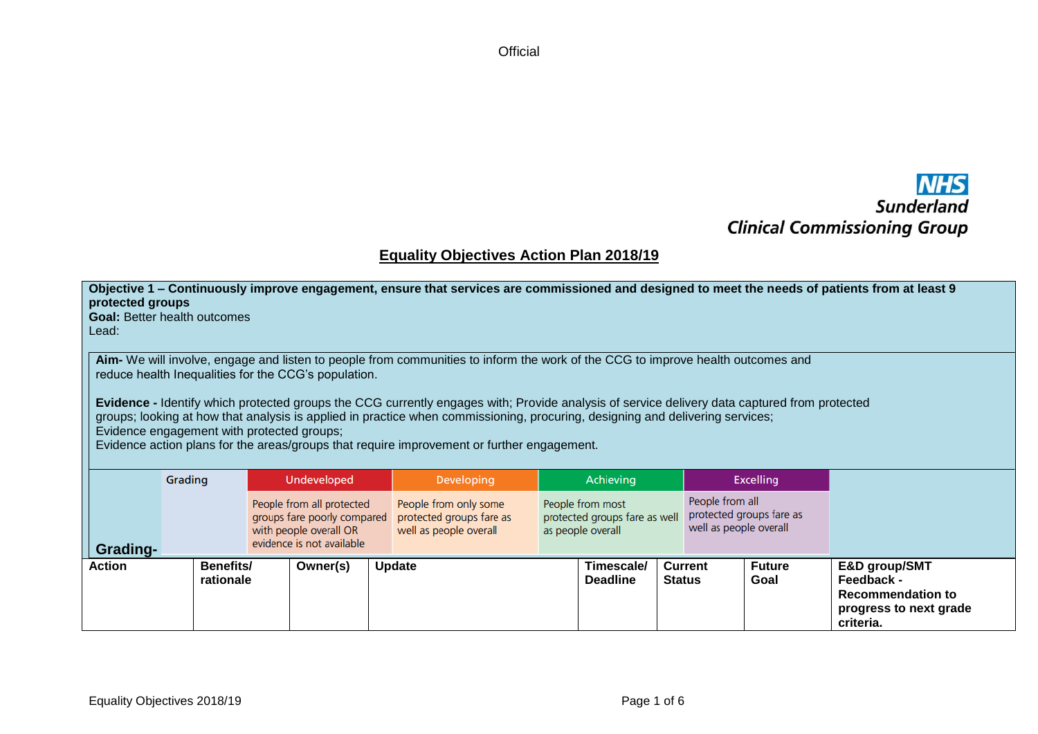NHS Sunderland Clinical Commissioning Group

# Equality Objectives Action Plan 2018/19

**Objective 1 – Continuously improve engagement, ensure that services are commissioned and designed to meet the needs of patients from at least 9 protected groups**
**Goal:** Better health outcomes
Lead:

**Aim-** We will involve, engage and listen to people from communities to inform the work of the CCG to improve health outcomes and reduce health Inequalities for the CCG's population.

**Evidence -** Identify which protected groups the CCG currently engages with; Provide analysis of service delivery data captured from protected groups; looking at how that analysis is applied in practice when commissioning, procuring, designing and delivering services;
Evidence engagement with protected groups;
Evidence action plans for the areas/groups that require improvement or further engagement.

**Grading-**

| Grading | Undeveloped | Developing | Achieving | Excelling |
|---|---|---|---|---|
| | People from all protected groups fare poorly compared with people overall OR evidence is not available | People from only some protected groups fare as well as people overall | People from most protected groups fare as well as people overall | People from all protected groups fare as well as people overall |

| Action | Benefits/ rationale | Owner(s) | Update | Timescale/ Deadline | Current Status | Future Goal | E&D group/SMT Feedback - Recommendation to progress to next grade criteria. |
|---|---|---|---|---|---|---|---|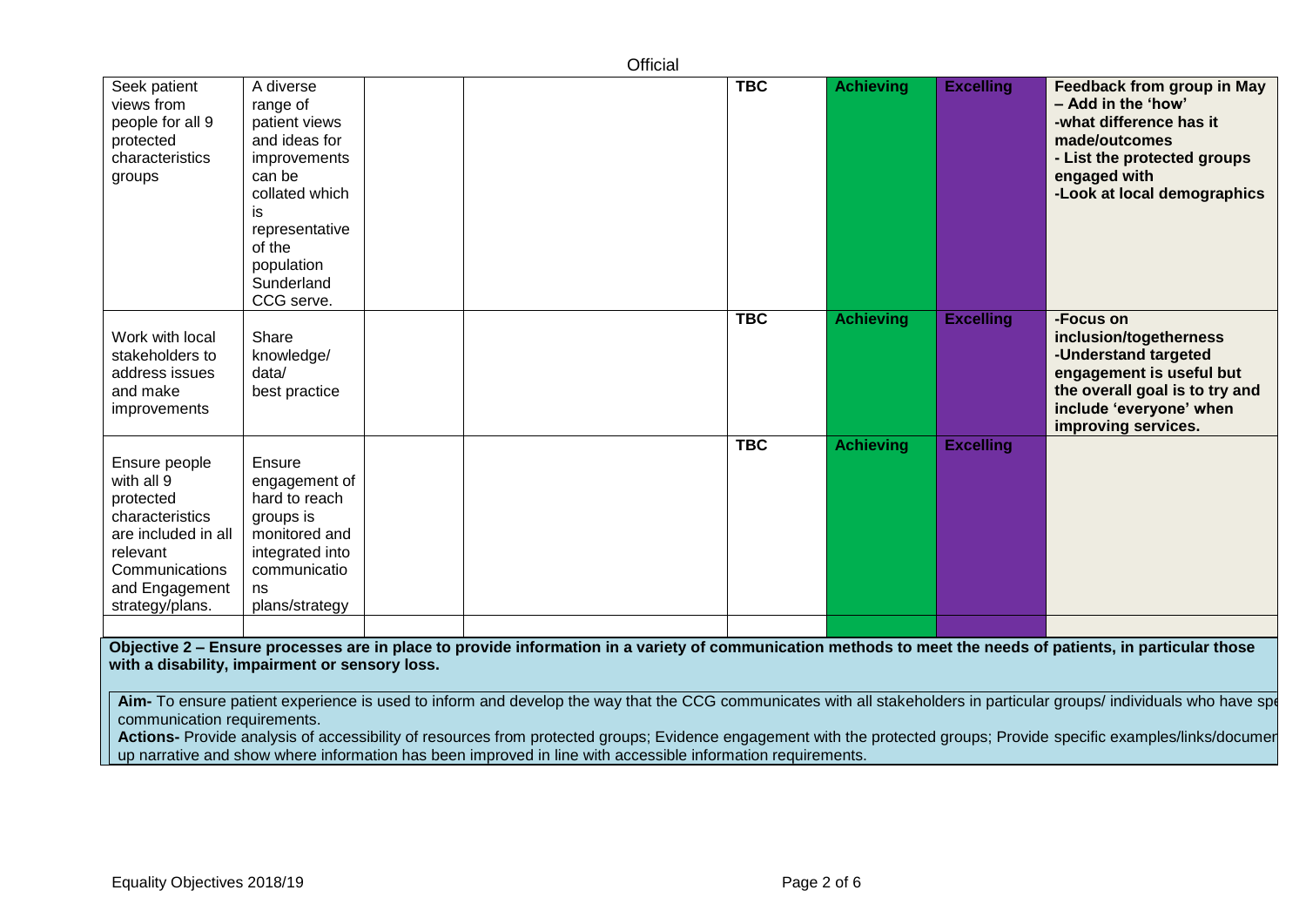| | | | | | | | |
|---|---|---|---|---|---|---|---|
| Seek patient views from people for all 9 protected characteristics groups | A diverse range of patient views and ideas for improvements can be collated which is representative of the population Sunderland CCG serve. | | | **TBC** | **Achieving** | **Excelling** | **Feedback from group in May – Add in the 'how'**<br>**-what difference has it made/outcomes**<br>**- List the protected groups engaged with**<br>**-Look at local demographics** |
| Work with local stakeholders to address issues and make improvements | Share knowledge/ data/ best practice | | | **TBC** | **Achieving** | **Excelling** | **-Focus on inclusion/togetherness**<br>**-Understand targeted engagement is useful but the overall goal is to try and include 'everyone' when improving services.** |
| Ensure people with all 9 protected characteristics are included in all relevant Communications and Engagement strategy/plans. | Ensure engagement of hard to reach groups is monitored and integrated into communications plans/strategy | | | **TBC** | **Achieving** | **Excelling** | |
| | | | | | | | |

**Objective 2 – Ensure processes are in place to provide information in a variety of communication methods to meet the needs of patients, in particular those with a disability, impairment or sensory loss.**

**Aim-** To ensure patient experience is used to inform and develop the way that the CCG communicates with all stakeholders in particular groups/ individuals who have spe communication requirements.

**Actions-** Provide analysis of accessibility of resources from protected groups; Evidence engagement with the protected groups; Provide specific examples/links/documer up narrative and show where information has been improved in line with accessible information requirements.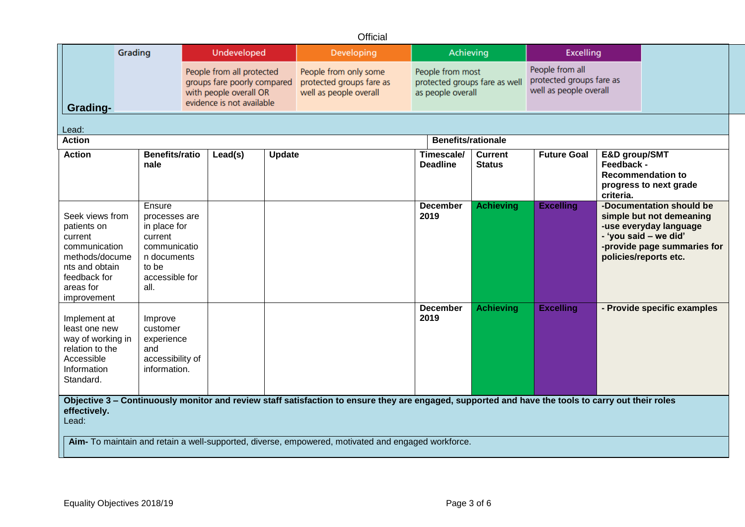Official

| Grading- | Grading | Undeveloped | Developing | Achieving | Excelling |
|---|---|---|---|---|---|
| | | People from all protected groups fare poorly compared with people overall OR evidence is not available | People from only some protected groups fare as well as people overall | People from most protected groups fare as well as people overall | People from all protected groups fare as well as people overall |

Lead:

| Action | | | | Benefits/rationale | | | |
|---|---|---|---|---|---|---|---|
| **Action** | **Benefits/rationale** | **Lead(s)** | **Update** | **Timescale/ Deadline** | **Current Status** | **Future Goal** | **E&D group/SMT Feedback - Recommendation to progress to next grade criteria.** |
| Seek views from patients on current communication methods/documents and obtain feedback for areas for improvement | Ensure processes are in place for current communication documents to be accessible for all. | | | **December 2019** | **Achieving** | **Excelling** | **-Documentation should be simple but not demeaning<br>-use everyday language<br>- 'you said – we did'<br>-provide page summaries for policies/reports etc.** |
| Implement at least one new way of working in relation to the Accessible Information Standard. | Improve customer experience and accessibility of information. | | | **December 2019** | **Achieving** | **Excelling** | **- Provide specific examples** |

**Objective 3 – Continuously monitor and review staff satisfaction to ensure they are engaged, supported and have the tools to carry out their roles effectively.**

Lead:

**Aim-** To maintain and retain a well-supported, diverse, empowered, motivated and engaged workforce.

Equality Objectives 2018/19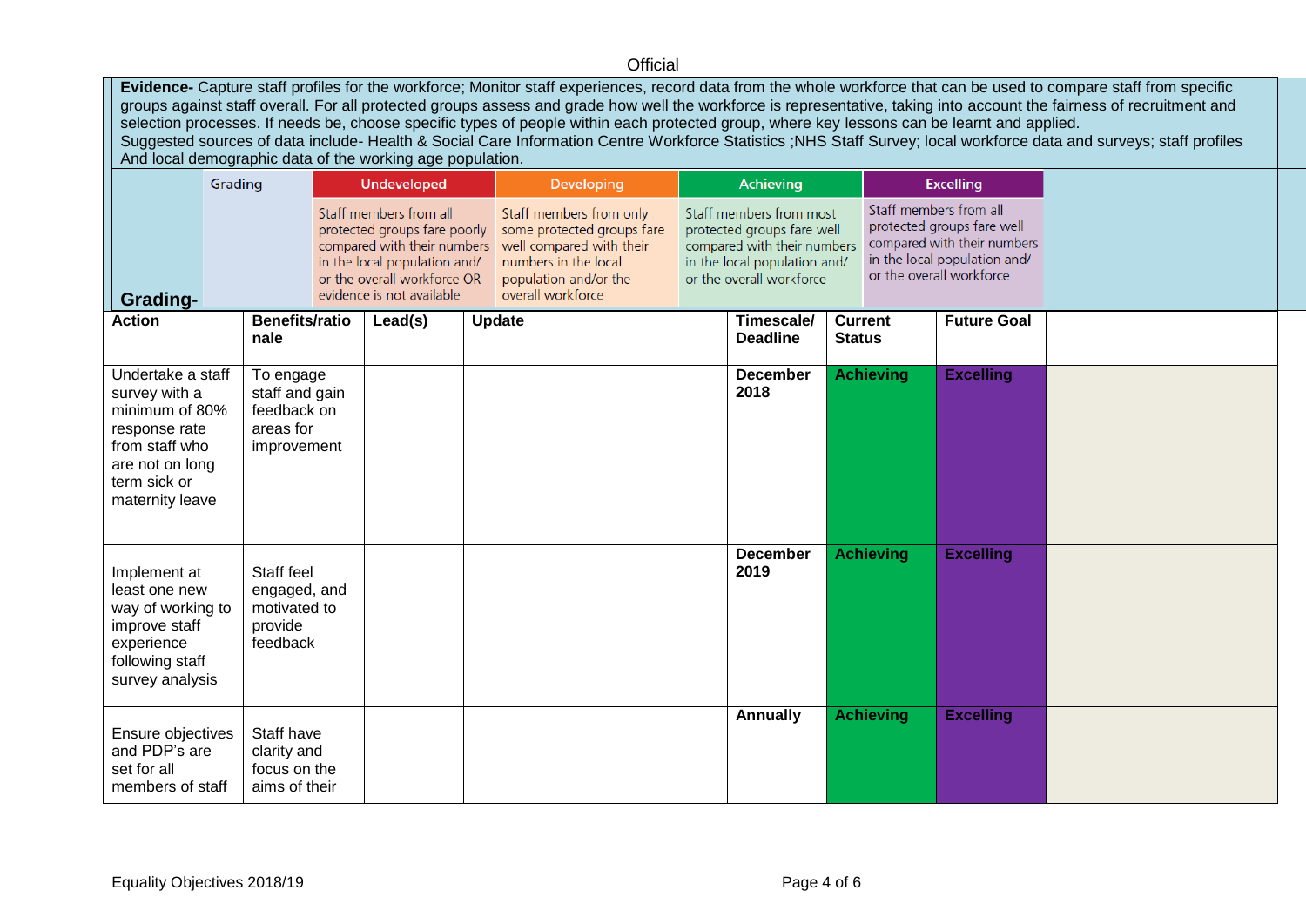**Evidence-** Capture staff profiles for the workforce; Monitor staff experiences, record data from the whole workforce that can be used to compare staff from specific groups against staff overall. For all protected groups assess and grade how well the workforce is representative, taking into account the fairness of recruitment and selection processes. If needs be, choose specific types of people within each protected group, where key lessons can be learnt and applied.
Suggested sources of data include- Health & Social Care Information Centre Workforce Statistics ;NHS Staff Survey; local workforce data and surveys; staff profiles And local demographic data of the working age population.

**Grading-**

| Grading | Undeveloped | Developing | Achieving | Excelling |
|---|---|---|---|---|
| | Staff members from all protected groups fare poorly compared with their numbers in the local population and/ or the overall workforce OR evidence is not available | Staff members from only some protected groups fare well compared with their numbers in the local population and/or the overall workforce | Staff members from most protected groups fare well compared with their numbers in the local population and/ or the overall workforce | Staff members from all protected groups fare well compared with their numbers in the local population and/ or the overall workforce |

| Action | Benefits/rationale | Lead(s) | Update | Timescale/ Deadline | Current Status | Future Goal | |
|---|---|---|---|---|---|---|---|
| Undertake a staff survey with a minimum of 80% response rate from staff who are not on long term sick or maternity leave | To engage staff and gain feedback on areas for improvement | | | **December 2018** | **Achieving** | **Excelling** | |
| Implement at least one new way of working to improve staff experience following staff survey analysis | Staff feel engaged, and motivated to provide feedback | | | **December 2019** | **Achieving** | **Excelling** | |
| Ensure objectives and PDP's are set for all members of staff | Staff have clarity and focus on the aims of their | | | **Annually** | **Achieving** | **Excelling** | |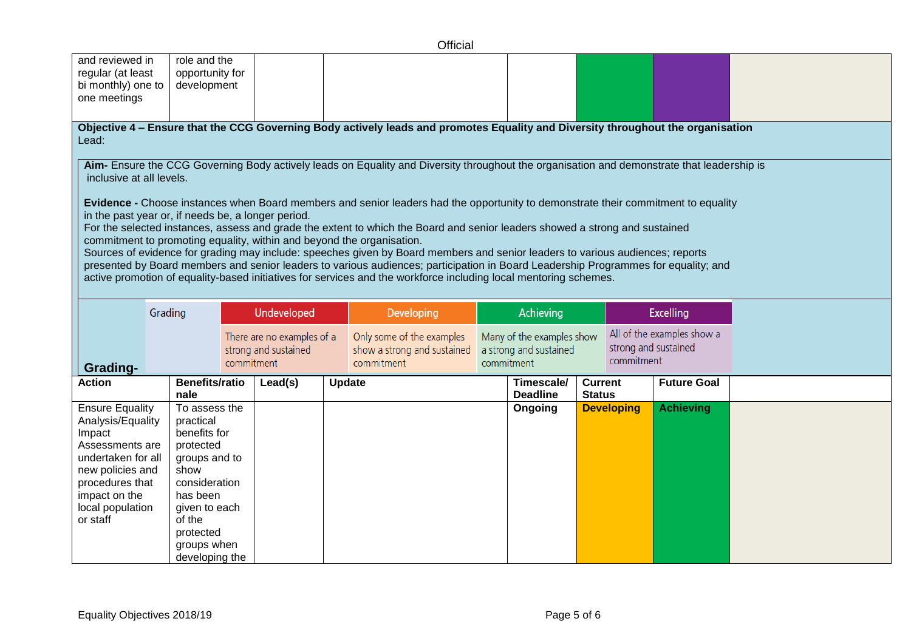| and reviewed in regular (at least bi monthly) one to one meetings | role and the opportunity for development | | | | | | |
|---|---|---|---|---|---|---|---|

**Objective 4 – Ensure that the CCG Governing Body actively leads and promotes Equality and Diversity throughout the organisation**
Lead:

**Aim-** Ensure the CCG Governing Body actively leads on Equality and Diversity throughout the organisation and demonstrate that leadership is inclusive at all levels.

**Evidence -** Choose instances when Board members and senior leaders had the opportunity to demonstrate their commitment to equality in the past year or, if needs be, a longer period.
For the selected instances, assess and grade the extent to which the Board and senior leaders showed a strong and sustained commitment to promoting equality, within and beyond the organisation.
Sources of evidence for grading may include: speeches given by Board members and senior leaders to various audiences; reports presented by Board members and senior leaders to various audiences; participation in Board Leadership Programmes for equality; and active promotion of equality-based initiatives for services and the workforce including local mentoring schemes.

**Grading-**

| Grading | Undeveloped | Developing | Achieving | Excelling |
|---|---|---|---|---|
| | There are no examples of a strong and sustained commitment | Only some of the examples show a strong and sustained commitment | Many of the examples show a strong and sustained commitment | All of the examples show a strong and sustained commitment |

| Action | Benefits/rationale | Lead(s) | Update | Timescale/ Deadline | Current Status | Future Goal | |
|---|---|---|---|---|---|---|---|
| Ensure Equality Analysis/Equality Impact Assessments are undertaken for all new policies and procedures that impact on the local population or staff | To assess the practical benefits for protected groups and to show consideration has been given to each of the protected groups when developing the | | | **Ongoing** | **Developing** | **Achieving** | |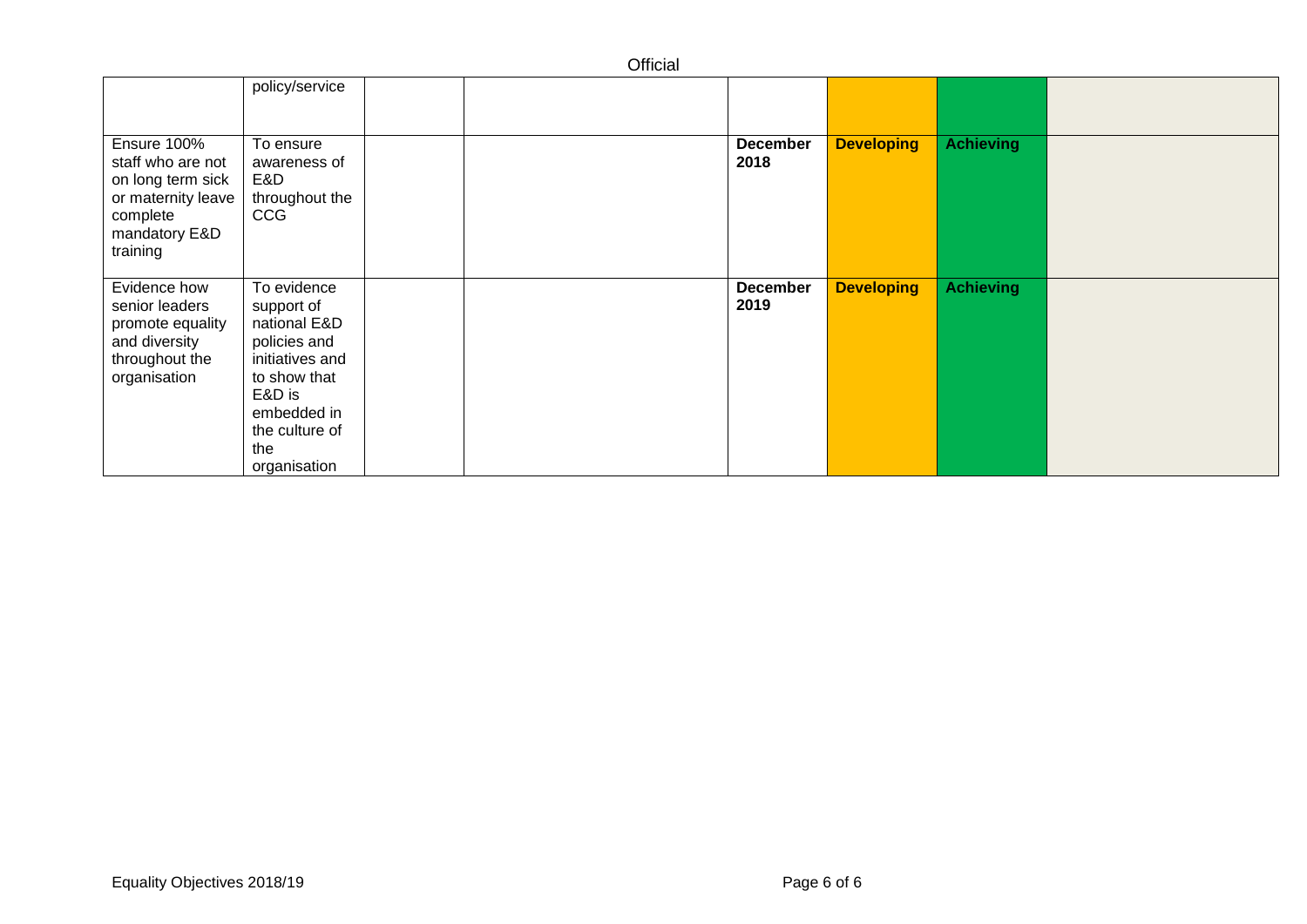| | | | | | | | |
|---|---|---|---|---|---|---|---|
| | policy/service | | | | | | |
| Ensure 100% staff who are not on long term sick or maternity leave complete mandatory E&D training | To ensure awareness of E&D throughout the CCG | | | **December 2018** | **Developing** | **Achieving** | |
| Evidence how senior leaders promote equality and diversity throughout the organisation | To evidence support of national E&D policies and initiatives and to show that E&D is embedded in the culture of the organisation | | | **December 2019** | **Developing** | **Achieving** | |